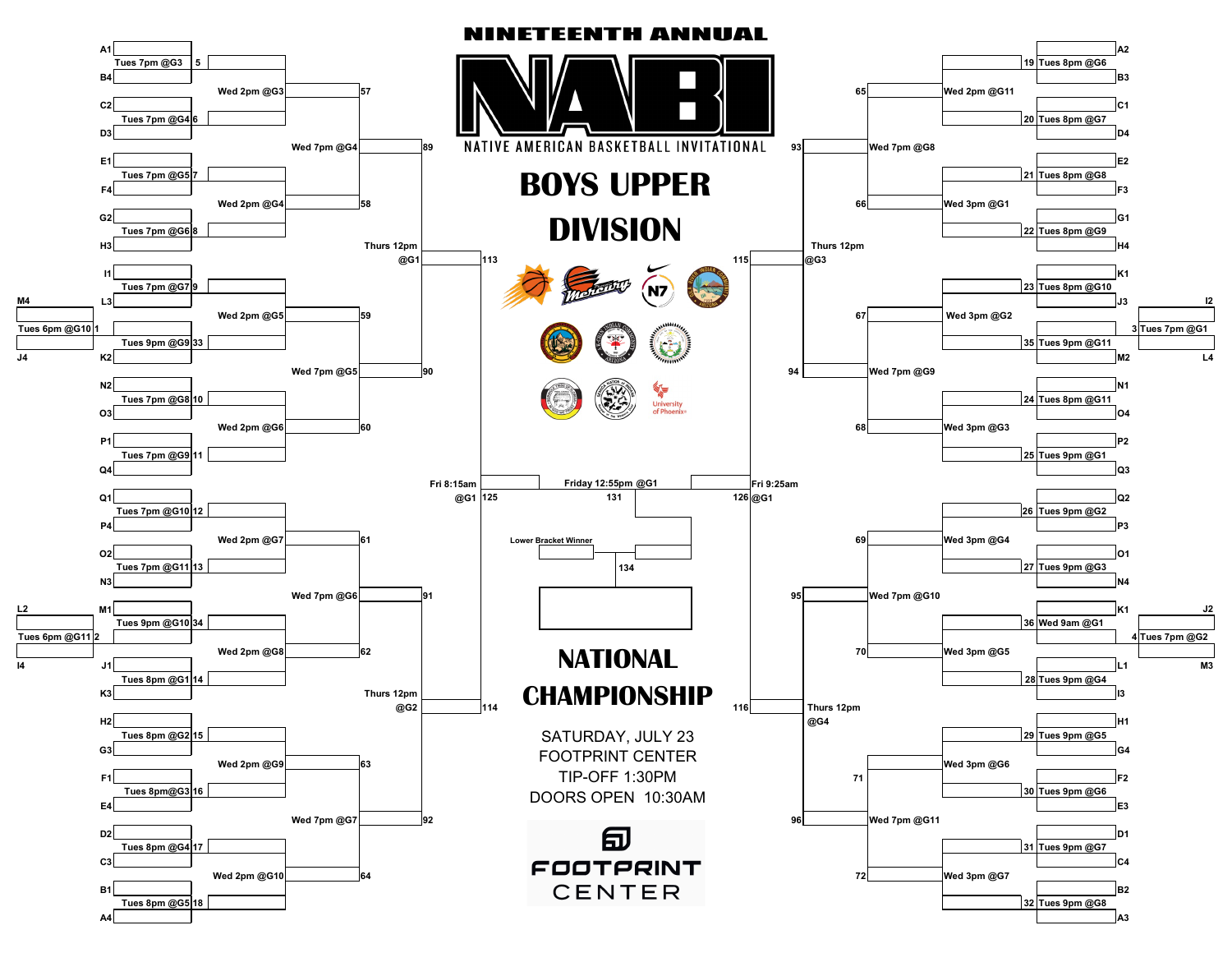# NINETEENTH ANNUAL

# NABI

## NATIVE AMERICAN BASKETBALL INVITATIONAL

# BOYS UPPER DIVISION

## Left Bracket

### Play-in Games

| Game | Teams | Time |
|---|---|---|
| 1 | M4 vs J4 | Tues 6pm @G10 |
| 2 | L2 vs I4 | Tues 6pm @G11 |

### First Round

| Game | Teams | Time |
|---|---|---|
| 5 | A1 vs B4 | Tues 7pm @G3 |
| 6 | C2 vs D3 | Tues 7pm @G4 |
| 7 | E1 vs F4 | Tues 7pm @G5 |
| 8 | G2 vs H3 | Tues 7pm @G6 |
| 9 | I1 vs L3 | Tues 7pm @G7 |
| 33 | Winner Game 1 vs K2 | Tues 9pm @G9 |
| 10 | N2 vs O3 | Tues 7pm @G8 |
| 11 | P1 vs Q4 | Tues 7pm @G9 |
| 12 | Q1 vs P4 | Tues 7pm @G10 |
| 13 | O2 vs N3 | Tues 7pm @G11 |
| 34 | M1 vs Winner Game 2 | Tues 9pm @G10 |
| 14 | J1 vs K3 | Tues 8pm @G1 |
| 15 | H2 vs G3 | Tues 8pm @G2 |
| 16 | F1 vs E4 | Tues 8pm @G3 |
| 17 | D2 vs C3 | Tues 8pm @G4 |
| 18 | B1 vs A4 | Tues 8pm @G5 |

### Second Round

| Game | Time |
|---|---|
| 57 | Wed 2pm @G3 |
| 58 | Wed 2pm @G4 |
| 59 | Wed 2pm @G5 |
| 60 | Wed 2pm @G6 |
| 61 | Wed 2pm @G7 |
| 62 | Wed 2pm @G8 |
| 63 | Wed 2pm @G9 |
| 64 | Wed 2pm @G10 |

### Third Round

| Game | Time |
|---|---|
| 89 | Wed 7pm @G4 |
| 90 | Wed 7pm @G5 |
| 91 | Wed 7pm @G6 |
| 92 | Wed 7pm @G7 |

### Quarterfinals

| Game | Time |
|---|---|
| 113 | Thurs 12pm @G1 |
| 114 | Thurs 12pm @G2 |

### Semifinal

| Game | Time |
|---|---|
| 125 | Fri 8:15am @G1 |

## Right Bracket

### Play-in Games

| Game | Teams | Time |
|---|---|---|
| 3 | I2 vs L4 | Tues 7pm @G1 |
| 4 | J2 vs M3 | Tues 7pm @G2 |

### First Round

| Game | Teams | Time |
|---|---|---|
| 19 | A2 vs B3 | Tues 8pm @G6 |
| 20 | C1 vs D4 | Tues 8pm @G7 |
| 21 | E2 vs F3 | Tues 8pm @G8 |
| 22 | G1 vs H4 | Tues 8pm @G9 |
| 23 | K1 vs J3 | Tues 8pm @G10 |
| 35 | Winner Game 3 vs M2 | Tues 9pm @G11 |
| 24 | N1 vs O4 | Tues 8pm @G11 |
| 25 | P2 vs Q3 | Tues 9pm @G1 |
| 26 | Q2 vs P3 | Tues 9pm @G2 |
| 27 | O1 vs N4 | Tues 9pm @G3 |
| 36 | K1 vs Winner Game 4 | Wed 9am @G1 |
| 28 | L1 vs I3 | Tues 9pm @G4 |
| 29 | H1 vs G4 | Tues 9pm @G5 |
| 30 | F2 vs E3 | Tues 9pm @G6 |
| 31 | D1 vs C4 | Tues 9pm @G7 |
| 32 | B2 vs A3 | Tues 9pm @G8 |

### Second Round

| Game | Time |
|---|---|
| 65 | Wed 2pm @G11 |
| 66 | Wed 3pm @G1 |
| 67 | Wed 3pm @G2 |
| 68 | Wed 3pm @G3 |
| 69 | Wed 3pm @G4 |
| 70 | Wed 3pm @G5 |
| 71 | Wed 3pm @G6 |
| 72 | Wed 3pm @G7 |

### Third Round

| Game | Time |
|---|---|
| 93 | Wed 7pm @G8 |
| 94 | Wed 7pm @G9 |
| 95 | Wed 7pm @G10 |
| 96 | Wed 7pm @G11 |

### Quarterfinals

| Game | Time |
|---|---|
| 115 | Thurs 12pm @G3 |
| 116 | Thurs 12pm @G4 |

### Semifinal

| Game | Time |
|---|---|
| 126 | Fri 9:25am @G1 |

## Finals

| Game | Time |
|---|---|
| 131 | Friday 12:55pm @G1 |
| 134 | Winner 131 vs Lower Bracket Winner |

# NATIONAL CHAMPIONSHIP

SATURDAY, JULY 23

FOOTPRINT CENTER

TIP-OFF 1:30PM

DOORS OPEN 10:30AM

FOOTPRINT CENTER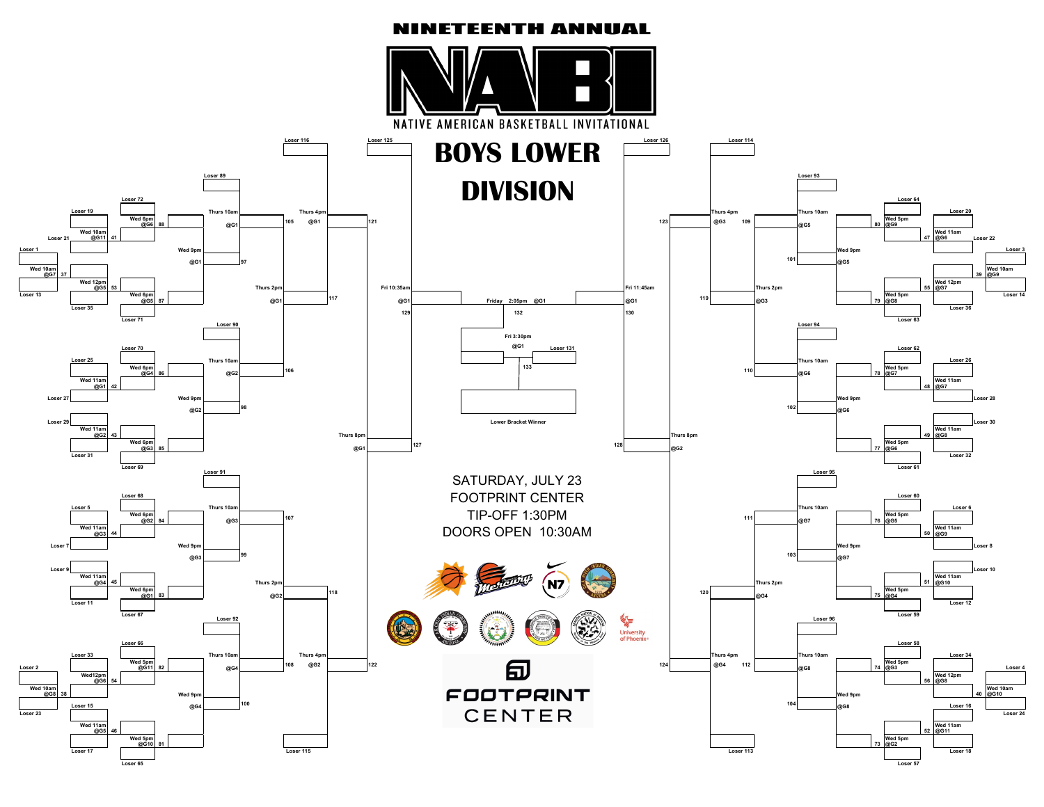# NINETEENTH ANNUAL

# NABI

NATIVE AMERICAN BASKETBALL INVITATIONAL

## BOYS LOWER DIVISION

SATURDAY, JULY 23
FOOTPRINT CENTER
TIP-OFF 1:30PM
DOORS OPEN 10:30AM

Loser 116
Loser 125
Loser 126
Loser 114
Loser 89
Loser 93
Loser 72
Loser 64
Loser 19
Wed 6pm @G6 88
Thurs 10am @G1
Thurs 4pm @G1
105
121
123
Thurs 4pm @G3 109
Thurs 10am @G5
80 Wed 5pm @G9
Loser 20
Wed 10am @G11 41
Loser 21
47 Wed 11am @G6
Loser 22
Loser 1
Wed 9pm @G1
97
101
Wed 9pm @G5
Loser 3
Wed 10am @G7 37
39 Wed 10am @G9
Wed 12pm @G5 53
55 Wed 12pm @G7
Loser 13
Wed 6pm @G5 87
Thurs 2pm @G1
117
Fri 10:35am @G1
129
Friday 2:05pm @G1
132
Fri 11:45am @G1
130
119
Thurs 2pm @G3
79 Wed 5pm @G8
Loser 14
Loser 35
Loser 36
Loser 71
Loser 63
Loser 90
Loser 94
Fri 3:30pm @G1
Loser 131
133
Loser 70
Loser 62
Loser 25
Wed 6pm @G4 86
Thurs 10am @G2
106
110
Thurs 10am @G6
78 Wed 5pm @G7
Loser 26
Wed 11am @G1 42
48 Wed 11am @G7
Loser 27
Wed 9pm @G2
98
102
Wed 9pm @G6
Loser 28
Loser 29
Loser 30
Wed 11am @G2 43
49 Wed 11am @G8
Wed 6pm @G3 85
Thurs 8pm @G1
127
Lower Bracket Winner
128
Thurs 8pm @G2
77 Wed 5pm @G6
Loser 31
Loser 32
Loser 69
Loser 61
Loser 91
Loser 95
Loser 68
Loser 60
Loser 5
Wed 6pm @G2 84
Thurs 10am @G3
107
111
Thurs 10am @G7
76 Wed 5pm @G5
Loser 6
Wed 11am @G3 44
50 Wed 11am @G9
Loser 7
Wed 9pm @G3
99
103
Wed 9pm @G7
Loser 8
Loser 9
Loser 10
Wed 11am @G4 45
51 Wed 11am @G10
Wed 6pm @G1 83
Thurs 2pm @G2
118
120
Thurs 2pm @G4
75 Wed 5pm @G4
Loser 11
Loser 12
Loser 67
Loser 59
Loser 92
Loser 96
Loser 66
Loser 58
Loser 33
Wed 5pm @G11 82
Thurs 10am @G4
Thurs 4pm @G2
108
122
124
Thurs 4pm @G4 112
Thurs 10am @G8
74 Wed 5pm @G3
Loser 34
Loser 2
Wed12pm @G6 54
56 Wed 12pm @G8
Loser 4
Wed 10am @G8 38
Wed 9pm @G4
100
104
Wed 9pm @G8
40 Wed 10am @G10
Loser 23
Loser 15
Loser 16
Loser 24
Wed 11am @G5 46
52 Wed 11am @G11
Wed 5pm @G10 81
73 Wed 5pm @G2
Loser 17
Loser 115
Loser 113
Loser 18
Loser 65
Loser 57

University of Phoenix

FOOTPRINT CENTER